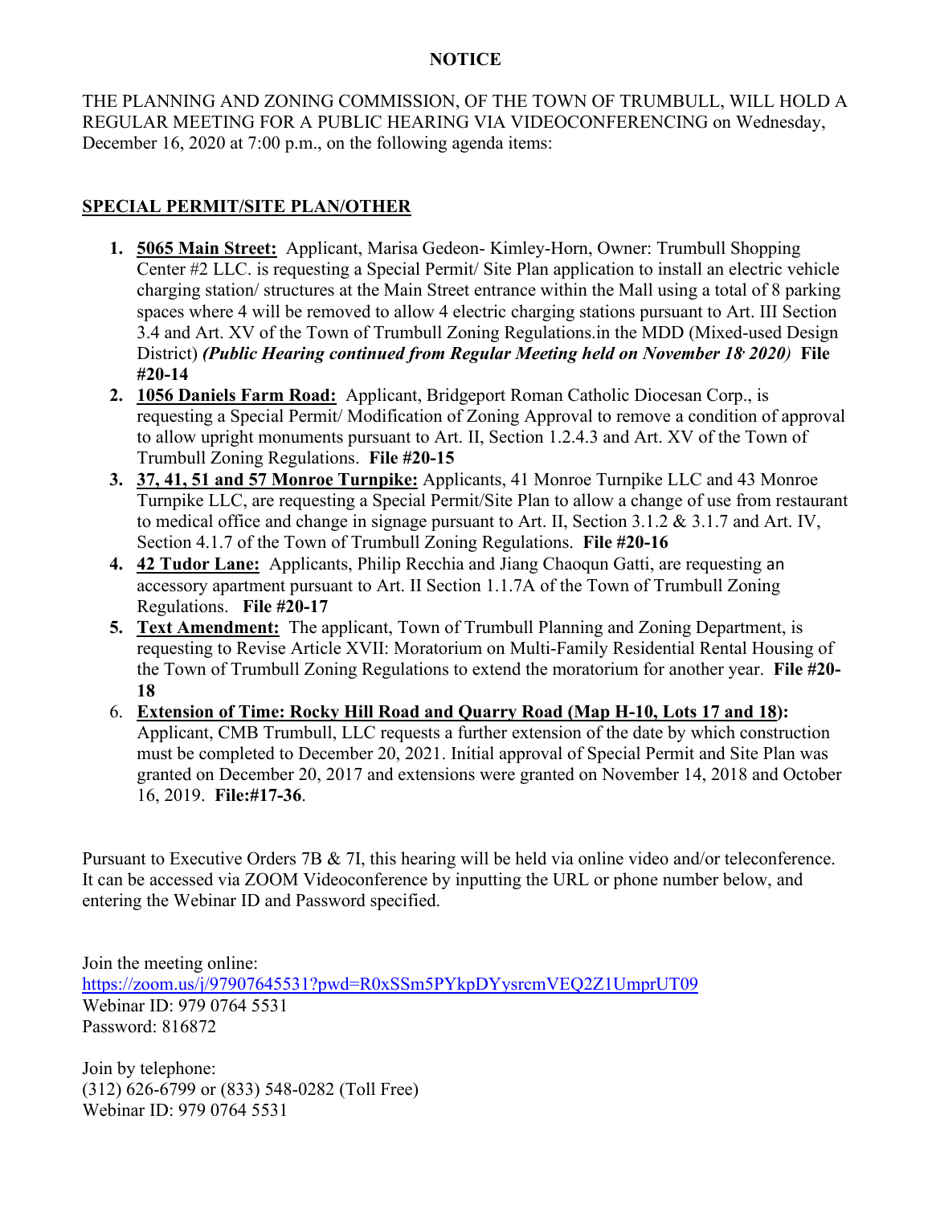**NOTICE**

THE PLANNING AND ZONING COMMISSION, OF THE TOWN OF TRUMBULL, WILL HOLD A REGULAR MEETING FOR A PUBLIC HEARING VIA VIDEOCONFERENCING on Wednesday, December 16, 2020 at 7:00 p.m., on the following agenda items:

## SPECIAL PERMIT/SITE PLAN/OTHER

1. **5065 Main Street:** Applicant, Marisa Gedeon- Kimley-Horn, Owner: Trumbull Shopping Center #2 LLC. is requesting a Special Permit/ Site Plan application to install an electric vehicle charging station/ structures at the Main Street entrance within the Mall using a total of 8 parking spaces where 4 will be removed to allow 4 electric charging stations pursuant to Art. III Section 3.4 and Art. XV of the Town of Trumbull Zoning Regulations.in the MDD (Mixed-used Design District) ***(Public Hearing continued from Regular Meeting held on November 18, 2020)*** **File #20-14**
2. **1056 Daniels Farm Road:** Applicant, Bridgeport Roman Catholic Diocesan Corp., is requesting a Special Permit/ Modification of Zoning Approval to remove a condition of approval to allow upright monuments pursuant to Art. II, Section 1.2.4.3 and Art. XV of the Town of Trumbull Zoning Regulations. **File #20-15**
3. **37, 41, 51 and 57 Monroe Turnpike:** Applicants, 41 Monroe Turnpike LLC and 43 Monroe Turnpike LLC, are requesting a Special Permit/Site Plan to allow a change of use from restaurant to medical office and change in signage pursuant to Art. II, Section 3.1.2 & 3.1.7 and Art. IV, Section 4.1.7 of the Town of Trumbull Zoning Regulations. **File #20-16**
4. **42 Tudor Lane:** Applicants, Philip Recchia and Jiang Chaoqun Gatti, are requesting an accessory apartment pursuant to Art. II Section 1.1.7A of the Town of Trumbull Zoning Regulations. **File #20-17**
5. **Text Amendment:** The applicant, Town of Trumbull Planning and Zoning Department, is requesting to Revise Article XVII: Moratorium on Multi-Family Residential Rental Housing of the Town of Trumbull Zoning Regulations to extend the moratorium for another year. **File #20-18**
6. **Extension of Time: Rocky Hill Road and Quarry Road (Map H-10, Lots 17 and 18):** Applicant, CMB Trumbull, LLC requests a further extension of the date by which construction must be completed to December 20, 2021. Initial approval of Special Permit and Site Plan was granted on December 20, 2017 and extensions were granted on November 14, 2018 and October 16, 2019. **File:#17-36**.

Pursuant to Executive Orders 7B & 7I, this hearing will be held via online video and/or teleconference. It can be accessed via ZOOM Videoconference by inputting the URL or phone number below, and entering the Webinar ID and Password specified.

Join the meeting online:
https://zoom.us/j/97907645531?pwd=R0xSSm5PYkpDYysrcmVEQ2Z1UmprUT09
Webinar ID: 979 0764 5531
Password: 816872

Join by telephone:
(312) 626-6799 or (833) 548-0282 (Toll Free)
Webinar ID: 979 0764 5531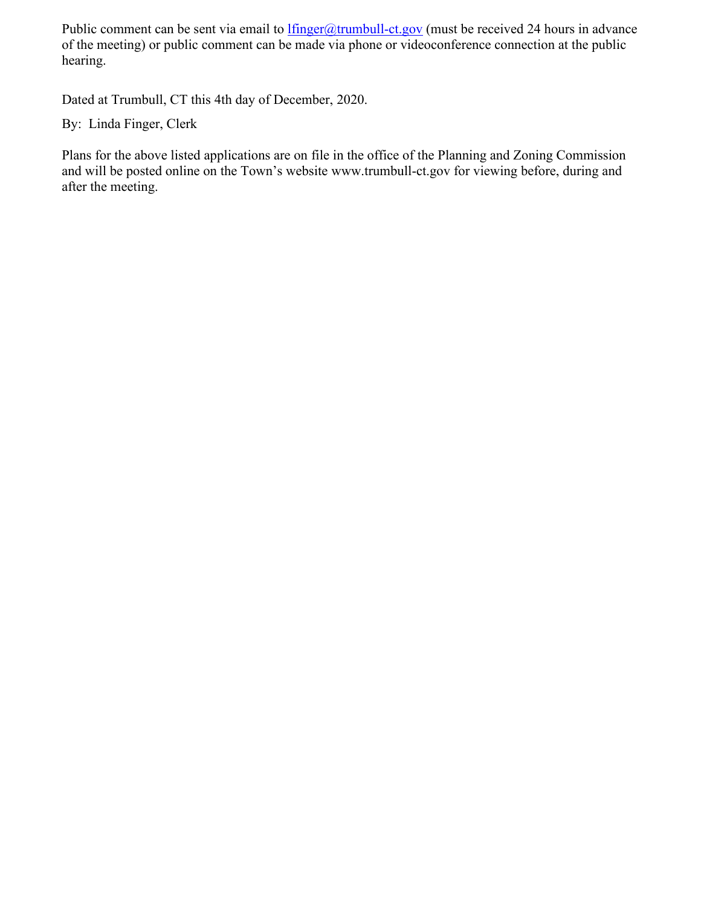Public comment can be sent via email to lfinger@trumbull-ct.gov (must be received 24 hours in advance of the meeting) or public comment can be made via phone or videoconference connection at the public hearing.

Dated at Trumbull, CT this 4th day of December, 2020.

By: Linda Finger, Clerk

Plans for the above listed applications are on file in the office of the Planning and Zoning Commission and will be posted online on the Town's website www.trumbull-ct.gov for viewing before, during and after the meeting.